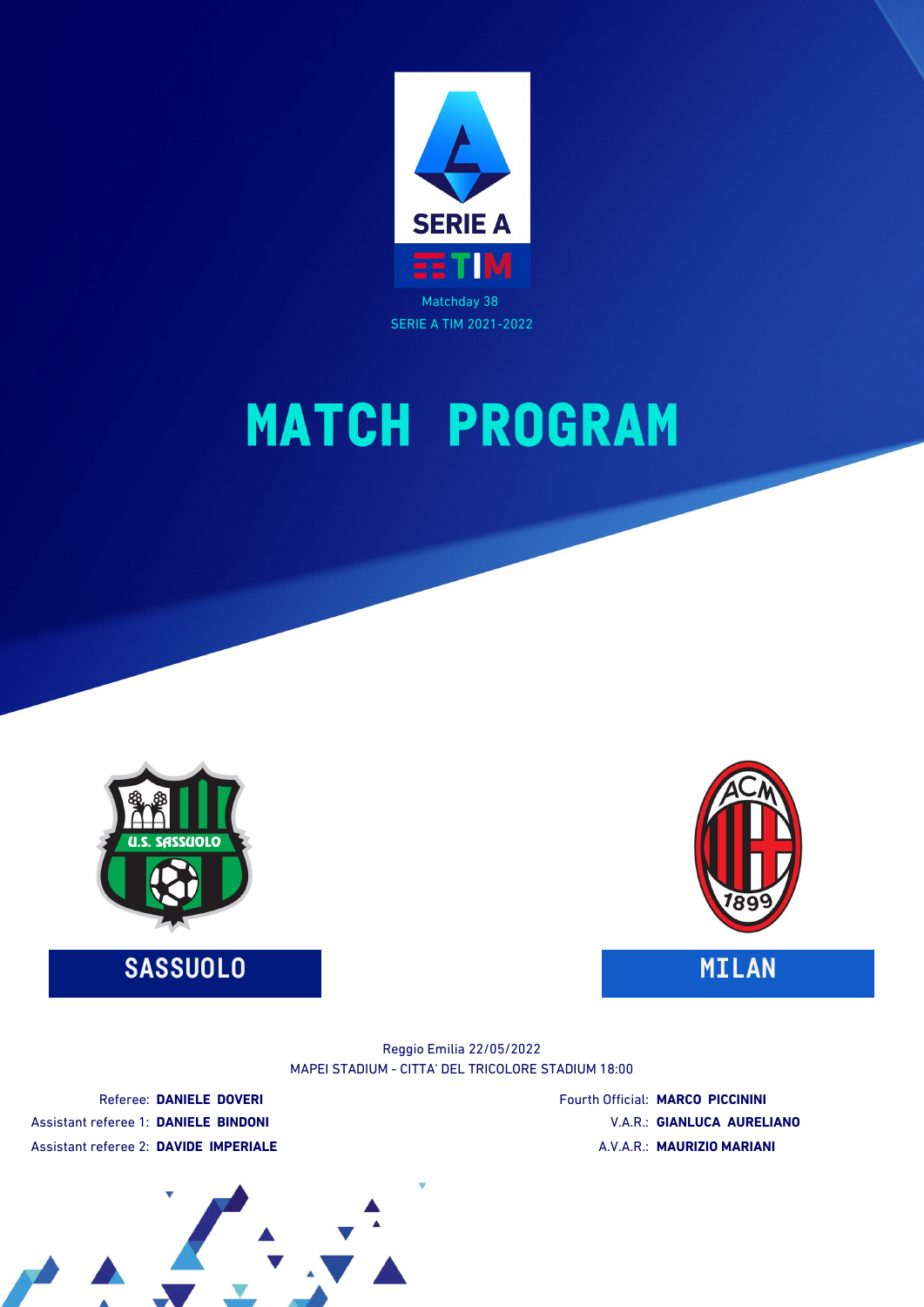SERIE A

TIM

Matchday 38

SERIE A TIM 2021-2022

# MATCH PROGRAM

**SASSUOLO** | **MILAN**

Reggio Emilia 22/05/2022

MAPEI STADIUM - CITTA' DEL TRICOLORE STADIUM 18:00

Referee: **DANIELE DOVERI**

Assistant referee 1: **DANIELE BINDONI**

Assistant referee 2: **DAVIDE IMPERIALE**

Fourth Official: **MARCO PICCININI**

V.A.R.: **GIANLUCA AURELIANO**

A.V.A.R.: **MAURIZIO MARIANI**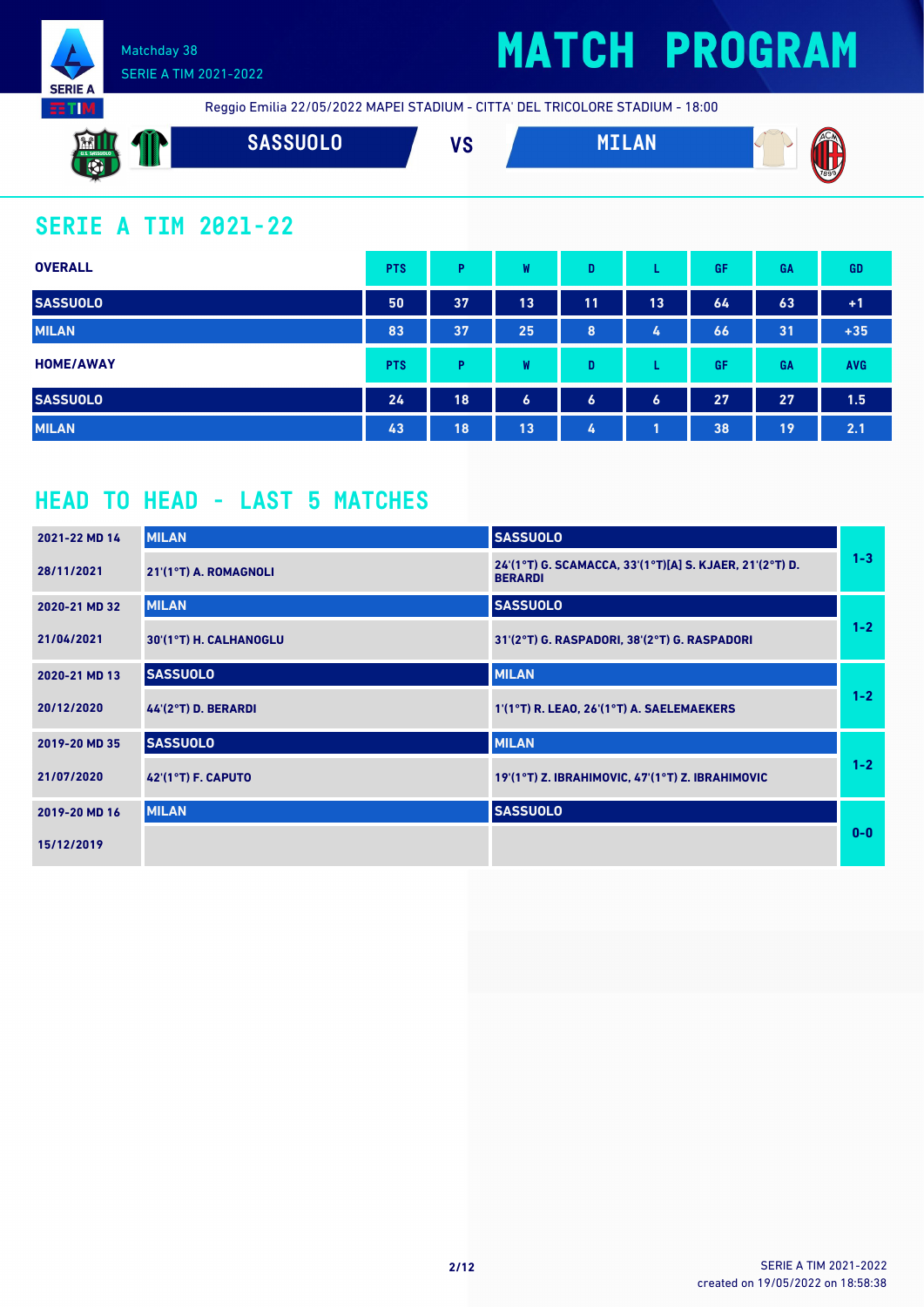Matchday 38
SERIE A TIM 2021-2022

# MATCH PROGRAM

Reggio Emilia 22/05/2022 MAPEI STADIUM - CITTA' DEL TRICOLORE STADIUM - 18:00

**SASSUOLO** VS **MILAN**

## SERIE A TIM 2021-22

| OVERALL | PTS | P | W | D | L | GF | GA | GD |
|---|---|---|---|---|---|---|---|---|
| SASSUOLO | 50 | 37 | 13 | 11 | 13 | 64 | 63 | +1 |
| MILAN | 83 | 37 | 25 | 8 | 4 | 66 | 31 | +35 |

| HOME/AWAY | PTS | P | W | D | L | GF | GA | AVG |
|---|---|---|---|---|---|---|---|---|
| SASSUOLO | 24 | 18 | 6 | 6 | 6 | 27 | 27 | 1.5 |
| MILAN | 43 | 18 | 13 | 4 | 1 | 38 | 19 | 2.1 |

## HEAD TO HEAD - LAST 5 MATCHES

| Match | Home | Away | Result |
|---|---|---|---|
| 2021-22 MD 14 | MILAN | SASSUOLO | 1-3 |
| 28/11/2021 | 21'(1°T) A. ROMAGNOLI | 24'(1°T) G. SCAMACCA, 33'(1°T)[A] S. KJAER, 21'(2°T) D. BERARDI | |
| 2020-21 MD 32 | MILAN | SASSUOLO | 1-2 |
| 21/04/2021 | 30'(1°T) H. CALHANOGLU | 31'(2°T) G. RASPADORI, 38'(2°T) G. RASPADORI | |
| 2020-21 MD 13 | SASSUOLO | MILAN | 1-2 |
| 20/12/2020 | 44'(2°T) D. BERARDI | 1'(1°T) R. LEAO, 26'(1°T) A. SAELEMAEKERS | |
| 2019-20 MD 35 | SASSUOLO | MILAN | 1-2 |
| 21/07/2020 | 42'(1°T) F. CAPUTO | 19'(1°T) Z. IBRAHIMOVIC, 47'(1°T) Z. IBRAHIMOVIC | |
| 2019-20 MD 16 | MILAN | SASSUOLO | 0-0 |
| 15/12/2019 | | | |

SERIE A TIM 2021-2022
created on 19/05/2022 on 18:58:38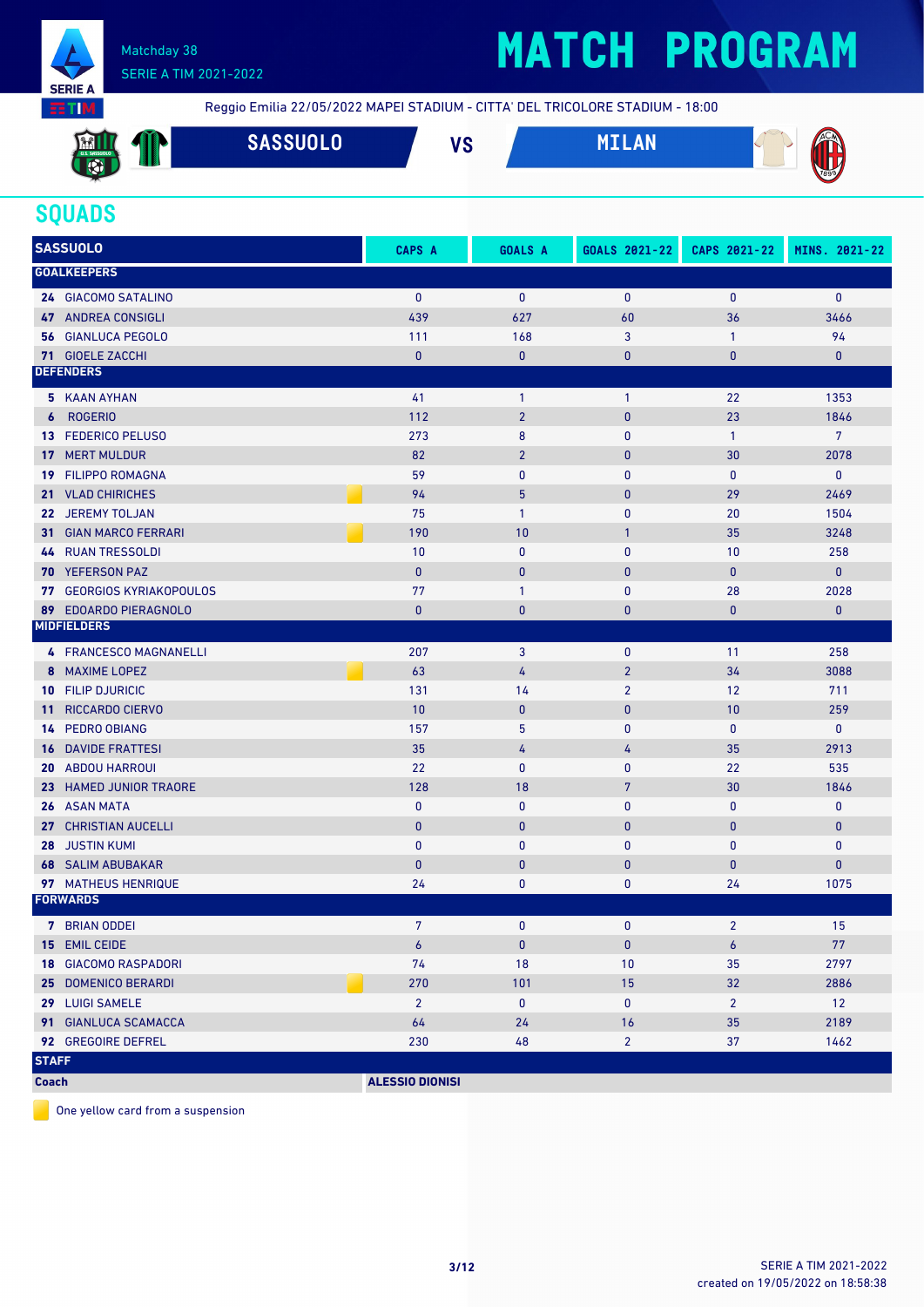Matchday 38

SERIE A TIM 2021-2022

# MATCH PROGRAM

Reggio Emilia 22/05/2022 MAPEI STADIUM - CITTA' DEL TRICOLORE STADIUM - 18:00

**SASSUOLO** VS **MILAN**

## SQUADS

| SASSUOLO | | CAPS A | GOALS A | GOALS 2021-22 | CAPS 2021-22 | MINS. 2021-22 |
|---|---|---|---|---|---|---|
| **GOALKEEPERS** | | | | | | |
| 24 | GIACOMO SATALINO | 0 | 0 | 0 | 0 | 0 |
| 47 | ANDREA CONSIGLI | 439 | 627 | 60 | 36 | 3466 |
| 56 | GIANLUCA PEGOLO | 111 | 168 | 3 | 1 | 94 |
| 71 | GIOELE ZACCHI | 0 | 0 | 0 | 0 | 0 |
| **DEFENDERS** | | | | | | |
| 5 | KAAN AYHAN | 41 | 1 | 1 | 22 | 1353 |
| 6 | ROGERIO | 112 | 2 | 0 | 23 | 1846 |
| 13 | FEDERICO PELUSO | 273 | 8 | 0 | 1 | 7 |
| 17 | MERT MULDUR | 82 | 2 | 0 | 30 | 2078 |
| 19 | FILIPPO ROMAGNA | 59 | 0 | 0 | 0 | 0 |
| 21 | VLAD CHIRICHES 🟨 | 94 | 5 | 0 | 29 | 2469 |
| 22 | JEREMY TOLJAN | 75 | 1 | 0 | 20 | 1504 |
| 31 | GIAN MARCO FERRARI 🟨 | 190 | 10 | 1 | 35 | 3248 |
| 44 | RUAN TRESSOLDI | 10 | 0 | 0 | 10 | 258 |
| 70 | YEFERSON PAZ | 0 | 0 | 0 | 0 | 0 |
| 77 | GEORGIOS KYRIAKOPOULOS | 77 | 1 | 0 | 28 | 2028 |
| 89 | EDOARDO PIERAGNOLO | 0 | 0 | 0 | 0 | 0 |
| **MIDFIELDERS** | | | | | | |
| 4 | FRANCESCO MAGNANELLI | 207 | 3 | 0 | 11 | 258 |
| 8 | MAXIME LOPEZ 🟨 | 63 | 4 | 2 | 34 | 3088 |
| 10 | FILIP DJURICIC | 131 | 14 | 2 | 12 | 711 |
| 11 | RICCARDO CIERVO | 10 | 0 | 0 | 10 | 259 |
| 14 | PEDRO OBIANG | 157 | 5 | 0 | 0 | 0 |
| 16 | DAVIDE FRATTESI | 35 | 4 | 4 | 35 | 2913 |
| 20 | ABDOU HARROUI | 22 | 0 | 0 | 22 | 535 |
| 23 | HAMED JUNIOR TRAORE | 128 | 18 | 7 | 30 | 1846 |
| 26 | ASAN MATA | 0 | 0 | 0 | 0 | 0 |
| 27 | CHRISTIAN AUCELLI | 0 | 0 | 0 | 0 | 0 |
| 28 | JUSTIN KUMI | 0 | 0 | 0 | 0 | 0 |
| 68 | SALIM ABUBAKAR | 0 | 0 | 0 | 0 | 0 |
| 97 | MATHEUS HENRIQUE | 24 | 0 | 0 | 24 | 1075 |
| **FORWARDS** | | | | | | |
| 7 | BRIAN ODDEI | 7 | 0 | 0 | 2 | 15 |
| 15 | EMIL CEIDE | 6 | 0 | 0 | 6 | 77 |
| 18 | GIACOMO RASPADORI | 74 | 18 | 10 | 35 | 2797 |
| 25 | DOMENICO BERARDI 🟨 | 270 | 101 | 15 | 32 | 2886 |
| 29 | LUIGI SAMELE | 2 | 0 | 0 | 2 | 12 |
| 91 | GIANLUCA SCAMACCA | 64 | 24 | 16 | 35 | 2189 |
| 92 | GREGOIRE DEFREL | 230 | 48 | 2 | 37 | 1462 |
| **STAFF** | | | | | | |
| **Coach** | | **ALESSIO DIONISI** | | | | |

🟨 One yellow card from a suspension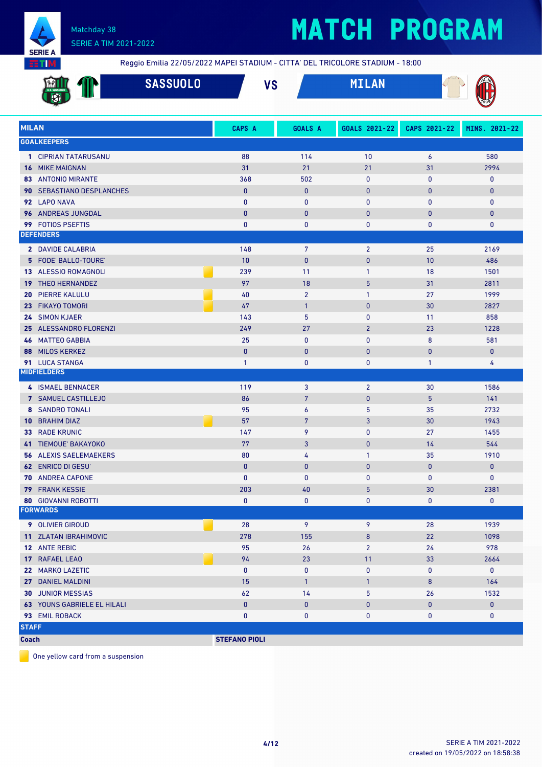Matchday 38
SERIE A TIM 2021-2022

# MATCH PROGRAM

Reggio Emilia 22/05/2022 MAPEI STADIUM - CITTA' DEL TRICOLORE STADIUM - 18:00

## SASSUOLO VS MILAN

| MILAN | CAPS A | GOALS A | GOALS 2021-22 | CAPS 2021-22 | MINS. 2021-22 |
|---|---|---|---|---|---|
| **GOALKEEPERS** | | | | | |
| 1 CIPRIAN TATARUSANU | 88 | 114 | 10 | 6 | 580 |
| 16 MIKE MAIGNAN | 31 | 21 | 21 | 31 | 2994 |
| 83 ANTONIO MIRANTE | 368 | 502 | 0 | 0 | 0 |
| 90 SEBASTIANO DESPLANCHES | 0 | 0 | 0 | 0 | 0 |
| 92 LAPO NAVA | 0 | 0 | 0 | 0 | 0 |
| 96 ANDREAS JUNGDAL | 0 | 0 | 0 | 0 | 0 |
| 99 FOTIOS PSEFTIS | 0 | 0 | 0 | 0 | 0 |
| **DEFENDERS** | | | | | |
| 2 DAVIDE CALABRIA | 148 | 7 | 2 | 25 | 2169 |
| 5 FODE' BALLO-TOURE' | 10 | 0 | 0 | 10 | 486 |
| 13 ALESSIO ROMAGNOLI (yellow card) | 239 | 11 | 1 | 18 | 1501 |
| 19 THEO HERNANDEZ | 97 | 18 | 5 | 31 | 2811 |
| 20 PIERRE KALULU (yellow card) | 40 | 2 | 1 | 27 | 1999 |
| 23 FIKAYO TOMORI (yellow card) | 47 | 1 | 0 | 30 | 2827 |
| 24 SIMON KJAER | 143 | 5 | 0 | 11 | 858 |
| 25 ALESSANDRO FLORENZI | 249 | 27 | 2 | 23 | 1228 |
| 46 MATTEO GABBIA | 25 | 0 | 0 | 8 | 581 |
| 88 MILOS KERKEZ | 0 | 0 | 0 | 0 | 0 |
| 91 LUCA STANGA | 1 | 0 | 0 | 1 | 4 |
| **MIDFIELDERS** | | | | | |
| 4 ISMAEL BENNACER | 119 | 3 | 2 | 30 | 1586 |
| 7 SAMUEL CASTILLEJO | 86 | 7 | 0 | 5 | 141 |
| 8 SANDRO TONALI | 95 | 6 | 5 | 35 | 2732 |
| 10 BRAHIM DIAZ (yellow card) | 57 | 7 | 3 | 30 | 1943 |
| 33 RADE KRUNIC | 147 | 9 | 0 | 27 | 1455 |
| 41 TIEMOUE' BAKAYOKO | 77 | 3 | 0 | 14 | 544 |
| 56 ALEXIS SAELEMAEKERS | 80 | 4 | 1 | 35 | 1910 |
| 62 ENRICO DI GESU' | 0 | 0 | 0 | 0 | 0 |
| 70 ANDREA CAPONE | 0 | 0 | 0 | 0 | 0 |
| 79 FRANK KESSIE | 203 | 40 | 5 | 30 | 2381 |
| 80 GIOVANNI ROBOTTI | 0 | 0 | 0 | 0 | 0 |
| **FORWARDS** | | | | | |
| 9 OLIVIER GIROUD (yellow card) | 28 | 9 | 9 | 28 | 1939 |
| 11 ZLATAN IBRAHIMOVIC | 278 | 155 | 8 | 22 | 1098 |
| 12 ANTE REBIC | 95 | 26 | 2 | 24 | 978 |
| 17 RAFAEL LEAO (yellow card) | 94 | 23 | 11 | 33 | 2664 |
| 22 MARKO LAZETIC | 0 | 0 | 0 | 0 | 0 |
| 27 DANIEL MALDINI | 15 | 1 | 1 | 8 | 164 |
| 30 JUNIOR MESSIAS | 62 | 14 | 5 | 26 | 1532 |
| 63 YOUNS GABRIELE EL HILALI | 0 | 0 | 0 | 0 | 0 |
| 93 EMIL ROBACK | 0 | 0 | 0 | 0 | 0 |
| **STAFF** | | | | | |
| Coach | STEFANO PIOLI | | | | |

(yellow card) One yellow card from a suspension

SERIE A TIM 2021-2022
created on 19/05/2022 on 18:58:38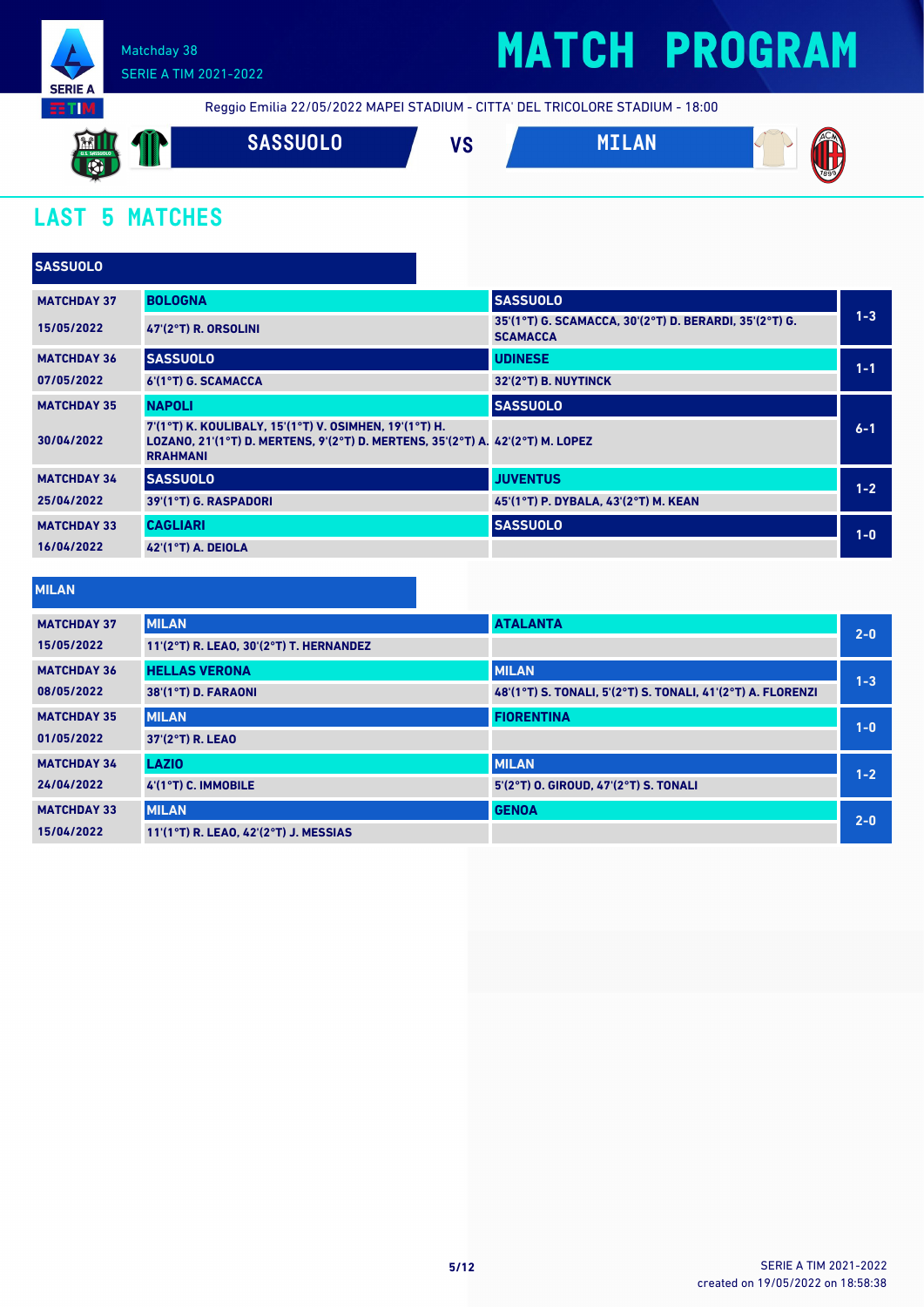Matchday 38
SERIE A TIM 2021-2022

# MATCH PROGRAM

Reggio Emilia 22/05/2022 MAPEI STADIUM - CITTA' DEL TRICOLORE STADIUM - 18:00

**SASSUOLO** VS **MILAN**

## LAST 5 MATCHES

### SASSUOLO

| Matchday | Home | Away | Score |
|---|---|---|---|
| MATCHDAY 37<br>15/05/2022 | BOLOGNA<br>47'(2°T) R. ORSOLINI | SASSUOLO<br>35'(1°T) G. SCAMACCA, 30'(2°T) D. BERARDI, 35'(2°T) G. SCAMACCA | 1-3 |
| MATCHDAY 36<br>07/05/2022 | SASSUOLO<br>6'(1°T) G. SCAMACCA | UDINESE<br>32'(2°T) B. NUYTINCK | 1-1 |
| MATCHDAY 35<br>30/04/2022 | NAPOLI<br>7'(1°T) K. KOULIBALY, 15'(1°T) V. OSIMHEN, 19'(1°T) H. LOZANO, 21'(1°T) D. MERTENS, 9'(2°T) D. MERTENS, 35'(2°T) A. RRAHMANI | SASSUOLO<br>42'(2°T) M. LOPEZ | 6-1 |
| MATCHDAY 34<br>25/04/2022 | SASSUOLO<br>39'(1°T) G. RASPADORI | JUVENTUS<br>45'(1°T) P. DYBALA, 43'(2°T) M. KEAN | 1-2 |
| MATCHDAY 33<br>16/04/2022 | CAGLIARI<br>42'(1°T) A. DEIOLA | SASSUOLO | 1-0 |

### MILAN

| Matchday | Home | Away | Score |
|---|---|---|---|
| MATCHDAY 37<br>15/05/2022 | MILAN<br>11'(2°T) R. LEAO, 30'(2°T) T. HERNANDEZ | ATALANTA | 2-0 |
| MATCHDAY 36<br>08/05/2022 | HELLAS VERONA<br>38'(1°T) D. FARAONI | MILAN<br>48'(1°T) S. TONALI, 5'(2°T) S. TONALI, 41'(2°T) A. FLORENZI | 1-3 |
| MATCHDAY 35<br>01/05/2022 | MILAN<br>37'(2°T) R. LEAO | FIORENTINA | 1-0 |
| MATCHDAY 34<br>24/04/2022 | LAZIO<br>4'(1°T) C. IMMOBILE | MILAN<br>5'(2°T) O. GIROUD, 47'(2°T) S. TONALI | 1-2 |
| MATCHDAY 33<br>15/04/2022 | MILAN<br>11'(1°T) R. LEAO, 42'(2°T) J. MESSIAS | GENOA | 2-0 |

SERIE A TIM 2021-2022
created on 19/05/2022 on 18:58:38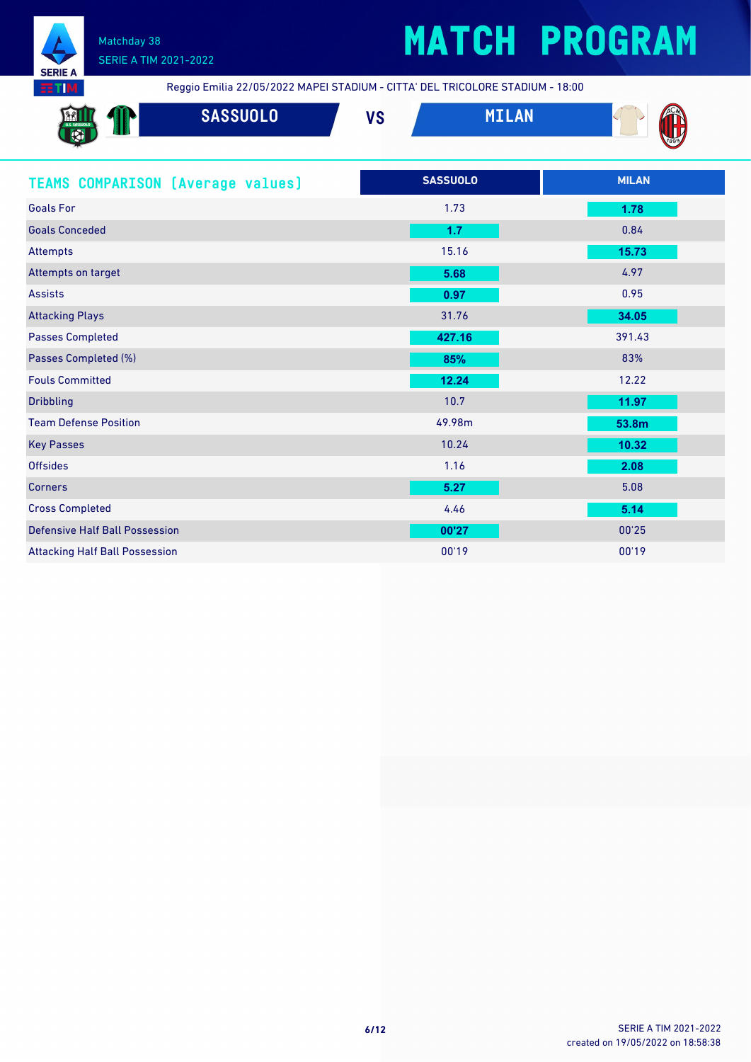# MATCH PROGRAM

Matchday 38
SERIE A TIM 2021-2022

Reggio Emilia 22/05/2022 MAPEI STADIUM - CITTA' DEL TRICOLORE STADIUM - 18:00

**SASSUOLO** VS **MILAN**

## TEAMS COMPARISON [Average values]

| | SASSUOLO | MILAN |
|---|---|---|
| Goals For | 1.73 | **1.78** |
| Goals Conceded | **1.7** | 0.84 |
| Attempts | 15.16 | **15.73** |
| Attempts on target | **5.68** | 4.97 |
| Assists | **0.97** | 0.95 |
| Attacking Plays | 31.76 | **34.05** |
| Passes Completed | **427.16** | 391.43 |
| Passes Completed (%) | **85%** | 83% |
| Fouls Committed | **12.24** | 12.22 |
| Dribbling | 10.7 | **11.97** |
| Team Defense Position | 49.98m | **53.8m** |
| Key Passes | 10.24 | **10.32** |
| Offsides | 1.16 | **2.08** |
| Corners | **5.27** | 5.08 |
| Cross Completed | 4.46 | **5.14** |
| Defensive Half Ball Possession | **00'27** | 00'25 |
| Attacking Half Ball Possession | 00'19 | 00'19 |

created on 19/05/2022 on 18:58:38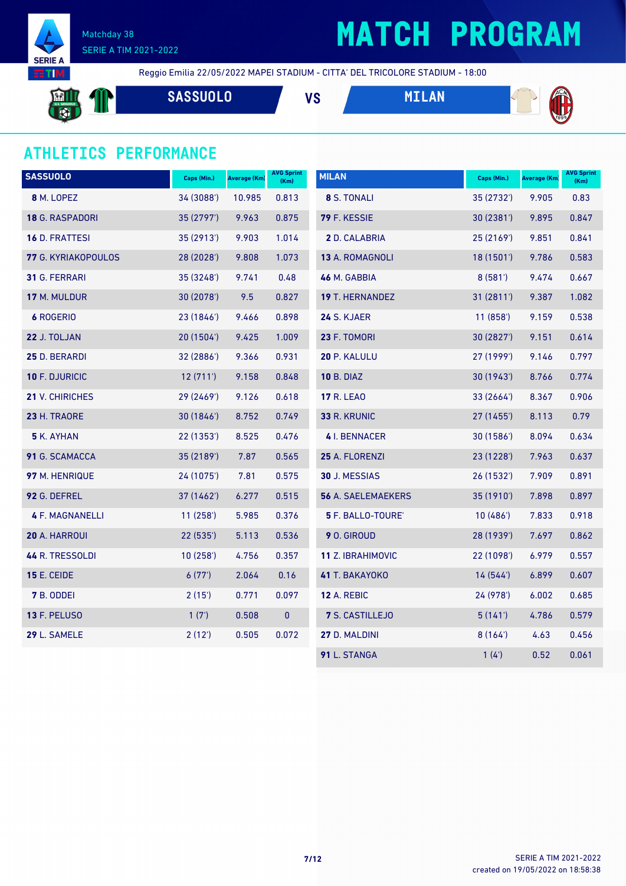# MATCH PROGRAM

Matchday 38
SERIE A TIM 2021-2022

Reggio Emilia 22/05/2022 MAPEI STADIUM - CITTA' DEL TRICOLORE STADIUM - 18:00

**SASSUOLO** VS **MILAN**

## ATHLETICS PERFORMANCE

| SASSUOLO | Caps (Min.) | Average (Km) | AVG Sprint (Km) |
|---|---|---|---|
| **8** M. LOPEZ | 34 (3088') | 10.985 | 0.813 |
| **18** G. RASPADORI | 35 (2797') | 9.963 | 0.875 |
| **16** D. FRATTESI | 35 (2913') | 9.903 | 1.014 |
| **77** G. KYRIAKOPOULOS | 28 (2028') | 9.808 | 1.073 |
| **31** G. FERRARI | 35 (3248') | 9.741 | 0.48 |
| **17** M. MULDUR | 30 (2078') | 9.5 | 0.827 |
| **6** ROGERIO | 23 (1846') | 9.466 | 0.898 |
| **22** J. TOLJAN | 20 (1504') | 9.425 | 1.009 |
| **25** D. BERARDI | 32 (2886') | 9.366 | 0.931 |
| **10** F. DJURICIC | 12 (711') | 9.158 | 0.848 |
| **21** V. CHIRICHES | 29 (2469') | 9.126 | 0.618 |
| **23** H. TRAORE | 30 (1846') | 8.752 | 0.749 |
| **5** K. AYHAN | 22 (1353') | 8.525 | 0.476 |
| **91** G. SCAMACCA | 35 (2189') | 7.87 | 0.565 |
| **97** M. HENRIQUE | 24 (1075') | 7.81 | 0.575 |
| **92** G. DEFREL | 37 (1462') | 6.277 | 0.515 |
| **4** F. MAGNANELLI | 11 (258') | 5.985 | 0.376 |
| **20** A. HARROUI | 22 (535') | 5.113 | 0.536 |
| **44** R. TRESSOLDI | 10 (258') | 4.756 | 0.357 |
| **15** E. CEIDE | 6 (77') | 2.064 | 0.16 |
| **7** B. ODDEI | 2 (15') | 0.771 | 0.097 |
| **13** F. PELUSO | 1 (7') | 0.508 | 0 |
| **29** L. SAMELE | 2 (12') | 0.505 | 0.072 |

| MILAN | Caps (Min.) | Average (Km) | AVG Sprint (Km) |
|---|---|---|---|
| **8** S. TONALI | 35 (2732') | 9.905 | 0.83 |
| **79** F. KESSIE | 30 (2381') | 9.895 | 0.847 |
| **2** D. CALABRIA | 25 (2169') | 9.851 | 0.841 |
| **13** A. ROMAGNOLI | 18 (1501') | 9.786 | 0.583 |
| **46** M. GABBIA | 8 (581') | 9.474 | 0.667 |
| **19** T. HERNANDEZ | 31 (2811') | 9.387 | 1.082 |
| **24** S. KJAER | 11 (858') | 9.159 | 0.538 |
| **23** F. TOMORI | 30 (2827') | 9.151 | 0.614 |
| **20** P. KALULU | 27 (1999') | 9.146 | 0.797 |
| **10** B. DIAZ | 30 (1943') | 8.766 | 0.774 |
| **17** R. LEAO | 33 (2664') | 8.367 | 0.906 |
| **33** R. KRUNIC | 27 (1455') | 8.113 | 0.79 |
| **4** I. BENNACER | 30 (1586') | 8.094 | 0.634 |
| **25** A. FLORENZI | 23 (1228') | 7.963 | 0.637 |
| **30** J. MESSIAS | 26 (1532') | 7.909 | 0.891 |
| **56** A. SAELEMAEKERS | 35 (1910') | 7.898 | 0.897 |
| **5** F. BALLO-TOURE' | 10 (486') | 7.833 | 0.918 |
| **9** O. GIROUD | 28 (1939') | 7.697 | 0.862 |
| **11** Z. IBRAHIMOVIC | 22 (1098') | 6.979 | 0.557 |
| **41** T. BAKAYOKO | 14 (544') | 6.899 | 0.607 |
| **12** A. REBIC | 24 (978') | 6.002 | 0.685 |
| **7** S. CASTILLEJO | 5 (141') | 4.786 | 0.579 |
| **27** D. MALDINI | 8 (164') | 4.63 | 0.456 |
| **91** L. STANGA | 1 (4') | 0.52 | 0.061 |

created on 19/05/2022 on 18:58:38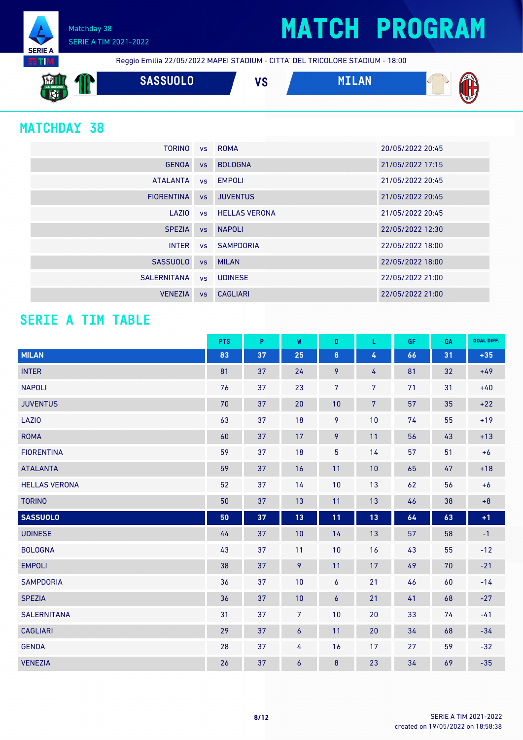# MATCH PROGRAM

Matchday 38
SERIE A TIM 2021-2022

Reggio Emilia 22/05/2022 MAPEI STADIUM - CITTA' DEL TRICOLORE STADIUM - 18:00

**SASSUOLO** VS **MILAN**

## MATCHDAY 38

| | | | |
|---|---|---|---|
| TORINO | vs | ROMA | 20/05/2022 20:45 |
| GENOA | vs | BOLOGNA | 21/05/2022 17:15 |
| ATALANTA | vs | EMPOLI | 21/05/2022 20:45 |
| FIORENTINA | vs | JUVENTUS | 21/05/2022 20:45 |
| LAZIO | vs | HELLAS VERONA | 21/05/2022 20:45 |
| SPEZIA | vs | NAPOLI | 22/05/2022 12:30 |
| INTER | vs | SAMPDORIA | 22/05/2022 18:00 |
| SASSUOLO | vs | MILAN | 22/05/2022 18:00 |
| SALERNITANA | vs | UDINESE | 22/05/2022 21:00 |
| VENEZIA | vs | CAGLIARI | 22/05/2022 21:00 |

## SERIE A TIM TABLE

| | PTS | P | W | D | L | GF | GA | GOAL DIFF. |
|---|---|---|---|---|---|---|---|---|
| **MILAN** | **83** | **37** | **25** | **8** | **4** | **66** | **31** | **+35** |
| INTER | 81 | 37 | 24 | 9 | 4 | 81 | 32 | +49 |
| NAPOLI | 76 | 37 | 23 | 7 | 7 | 71 | 31 | +40 |
| JUVENTUS | 70 | 37 | 20 | 10 | 7 | 57 | 35 | +22 |
| LAZIO | 63 | 37 | 18 | 9 | 10 | 74 | 55 | +19 |
| ROMA | 60 | 37 | 17 | 9 | 11 | 56 | 43 | +13 |
| FIORENTINA | 59 | 37 | 18 | 5 | 14 | 57 | 51 | +6 |
| ATALANTA | 59 | 37 | 16 | 11 | 10 | 65 | 47 | +18 |
| HELLAS VERONA | 52 | 37 | 14 | 10 | 13 | 62 | 56 | +6 |
| TORINO | 50 | 37 | 13 | 11 | 13 | 46 | 38 | +8 |
| **SASSUOLO** | **50** | **37** | **13** | **11** | **13** | **64** | **63** | **+1** |
| UDINESE | 44 | 37 | 10 | 14 | 13 | 57 | 58 | -1 |
| BOLOGNA | 43 | 37 | 11 | 10 | 16 | 43 | 55 | -12 |
| EMPOLI | 38 | 37 | 9 | 11 | 17 | 49 | 70 | -21 |
| SAMPDORIA | 36 | 37 | 10 | 6 | 21 | 46 | 60 | -14 |
| SPEZIA | 36 | 37 | 10 | 6 | 21 | 41 | 68 | -27 |
| SALERNITANA | 31 | 37 | 7 | 10 | 20 | 33 | 74 | -41 |
| CAGLIARI | 29 | 37 | 6 | 11 | 20 | 34 | 68 | -34 |
| GENOA | 28 | 37 | 4 | 16 | 17 | 27 | 59 | -32 |
| VENEZIA | 26 | 37 | 6 | 8 | 23 | 34 | 69 | -35 |

SERIE A TIM 2021-2022
created on 19/05/2022 on 18:58:38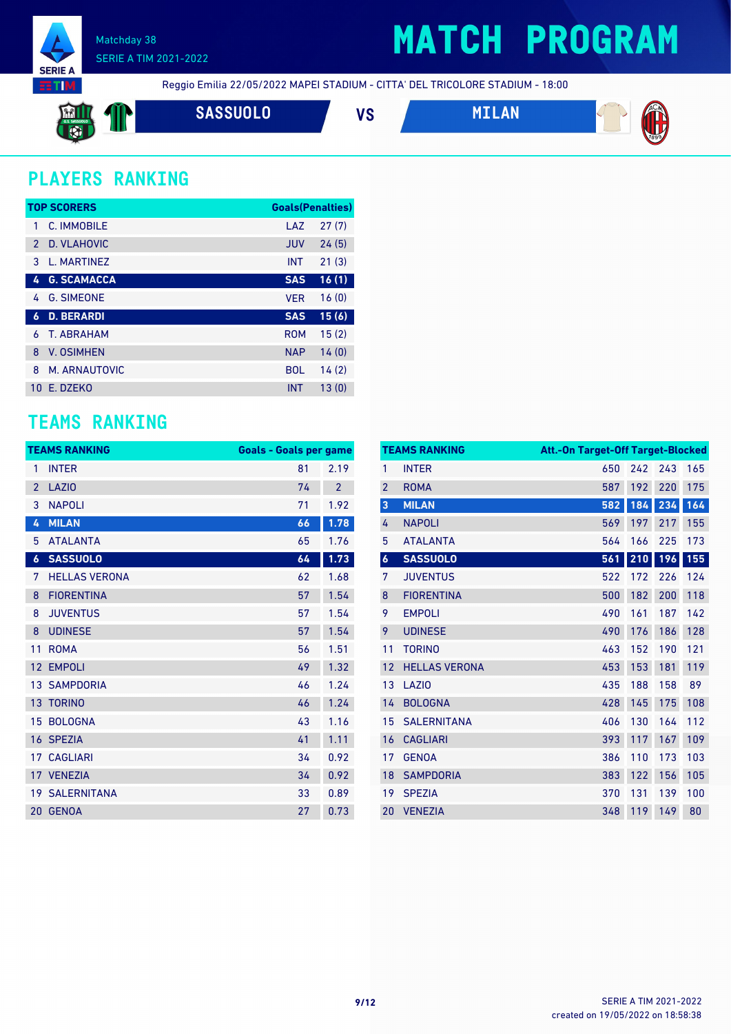# MATCH PROGRAM

Matchday 38
SERIE A TIM 2021-2022

Reggio Emilia 22/05/2022 MAPEI STADIUM - CITTA' DEL TRICOLORE STADIUM - 18:00

**SASSUOLO** VS **MILAN**

## PLAYERS RANKING

| TOP SCORERS | | | Goals(Penalties) |
|---|---|---|---|
| 1 | C. IMMOBILE | LAZ | 27 (7) |
| 2 | D. VLAHOVIC | JUV | 24 (5) |
| 3 | L. MARTINEZ | INT | 21 (3) |
| **4** | **G. SCAMACCA** | **SAS** | **16 (1)** |
| 4 | G. SIMEONE | VER | 16 (0) |
| **6** | **D. BERARDI** | **SAS** | **15 (6)** |
| 6 | T. ABRAHAM | ROM | 15 (2) |
| 8 | V. OSIMHEN | NAP | 14 (0) |
| 8 | M. ARNAUTOVIC | BOL | 14 (2) |
| 10 | E. DZEKO | INT | 13 (0) |

## TEAMS RANKING

| TEAMS RANKING | | Goals | Goals per game |
|---|---|---|---|
| 1 | INTER | 81 | 2.19 |
| 2 | LAZIO | 74 | 2 |
| 3 | NAPOLI | 71 | 1.92 |
| **4** | **MILAN** | **66** | **1.78** |
| 5 | ATALANTA | 65 | 1.76 |
| **6** | **SASSUOLO** | **64** | **1.73** |
| 7 | HELLAS VERONA | 62 | 1.68 |
| 8 | FIORENTINA | 57 | 1.54 |
| 8 | JUVENTUS | 57 | 1.54 |
| 8 | UDINESE | 57 | 1.54 |
| 11 | ROMA | 56 | 1.51 |
| 12 | EMPOLI | 49 | 1.32 |
| 13 | SAMPDORIA | 46 | 1.24 |
| 13 | TORINO | 46 | 1.24 |
| 15 | BOLOGNA | 43 | 1.16 |
| 16 | SPEZIA | 41 | 1.11 |
| 17 | CAGLIARI | 34 | 0.92 |
| 17 | VENEZIA | 34 | 0.92 |
| 19 | SALERNITANA | 33 | 0.89 |
| 20 | GENOA | 27 | 0.73 |

| TEAMS RANKING | | Att. | On Target | Off Target | Blocked |
|---|---|---|---|---|---|
| 1 | INTER | 650 | 242 | 243 | 165 |
| 2 | ROMA | 587 | 192 | 220 | 175 |
| **3** | **MILAN** | **582** | **184** | **234** | **164** |
| 4 | NAPOLI | 569 | 197 | 217 | 155 |
| 5 | ATALANTA | 564 | 166 | 225 | 173 |
| **6** | **SASSUOLO** | **561** | **210** | **196** | **155** |
| 7 | JUVENTUS | 522 | 172 | 226 | 124 |
| 8 | FIORENTINA | 500 | 182 | 200 | 118 |
| 9 | EMPOLI | 490 | 161 | 187 | 142 |
| 9 | UDINESE | 490 | 176 | 186 | 128 |
| 11 | TORINO | 463 | 152 | 190 | 121 |
| 12 | HELLAS VERONA | 453 | 153 | 181 | 119 |
| 13 | LAZIO | 435 | 188 | 158 | 89 |
| 14 | BOLOGNA | 428 | 145 | 175 | 108 |
| 15 | SALERNITANA | 406 | 130 | 164 | 112 |
| 16 | CAGLIARI | 393 | 117 | 167 | 109 |
| 17 | GENOA | 386 | 110 | 173 | 103 |
| 18 | SAMPDORIA | 383 | 122 | 156 | 105 |
| 19 | SPEZIA | 370 | 131 | 139 | 100 |
| 20 | VENEZIA | 348 | 119 | 149 | 80 |

SERIE A TIM 2021-2022
created on 19/05/2022 on 18:58:38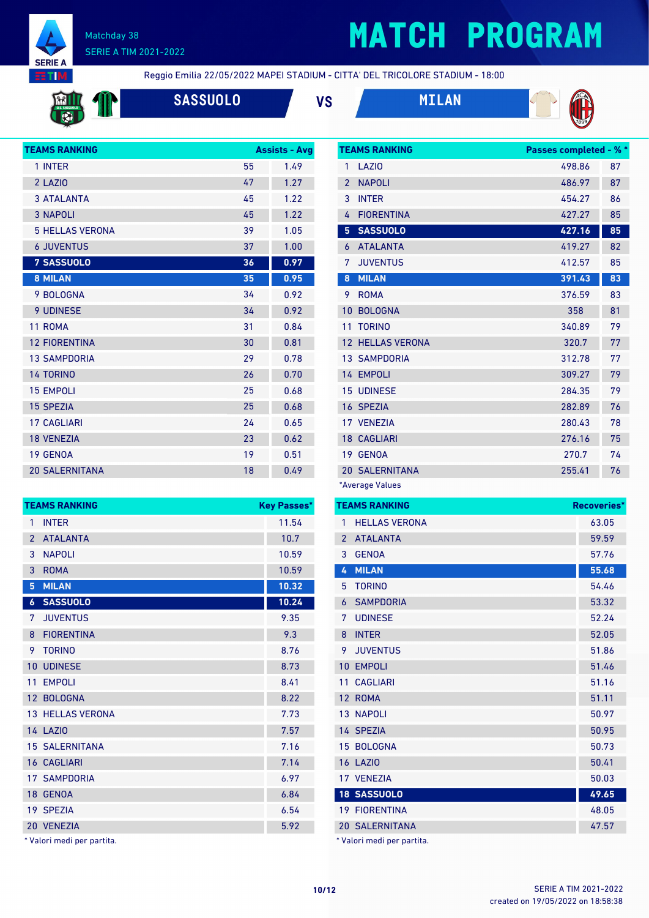# MATCH PROGRAM

Matchday 38
SERIE A TIM 2021-2022

Reggio Emilia 22/05/2022 MAPEI STADIUM - CITTA' DEL TRICOLORE STADIUM - 18:00

**SASSUOLO** VS **MILAN**

| TEAMS RANKING | Assists | Avg |
|---|---|---|
| 1 INTER | 55 | 1.49 |
| 2 LAZIO | 47 | 1.27 |
| 3 ATALANTA | 45 | 1.22 |
| 3 NAPOLI | 45 | 1.22 |
| 5 HELLAS VERONA | 39 | 1.05 |
| 6 JUVENTUS | 37 | 1.00 |
| **7 SASSUOLO** | **36** | **0.97** |
| **8 MILAN** | **35** | **0.95** |
| 9 BOLOGNA | 34 | 0.92 |
| 9 UDINESE | 34 | 0.92 |
| 11 ROMA | 31 | 0.84 |
| 12 FIORENTINA | 30 | 0.81 |
| 13 SAMPDORIA | 29 | 0.78 |
| 14 TORINO | 26 | 0.70 |
| 15 EMPOLI | 25 | 0.68 |
| 15 SPEZIA | 25 | 0.68 |
| 17 CAGLIARI | 24 | 0.65 |
| 18 VENEZIA | 23 | 0.62 |
| 19 GENOA | 19 | 0.51 |
| 20 SALERNITANA | 18 | 0.49 |

| TEAMS RANKING | Passes completed | % * |
|---|---|---|
| 1 LAZIO | 498.86 | 87 |
| 2 NAPOLI | 486.97 | 87 |
| 3 INTER | 454.27 | 86 |
| 4 FIORENTINA | 427.27 | 85 |
| **5 SASSUOLO** | **427.16** | **85** |
| 6 ATALANTA | 419.27 | 82 |
| 7 JUVENTUS | 412.57 | 85 |
| **8 MILAN** | **391.43** | **83** |
| 9 ROMA | 376.59 | 83 |
| 10 BOLOGNA | 358 | 81 |
| 11 TORINO | 340.89 | 79 |
| 12 HELLAS VERONA | 320.7 | 77 |
| 13 SAMPDORIA | 312.78 | 77 |
| 14 EMPOLI | 309.27 | 79 |
| 15 UDINESE | 284.35 | 79 |
| 16 SPEZIA | 282.89 | 76 |
| 17 VENEZIA | 280.43 | 78 |
| 18 CAGLIARI | 276.16 | 75 |
| 19 GENOA | 270.7 | 74 |
| 20 SALERNITANA | 255.41 | 76 |

*Average Values

| TEAMS RANKING | Key Passes* |
|---|---|
| 1 INTER | 11.54 |
| 2 ATALANTA | 10.7 |
| 3 NAPOLI | 10.59 |
| 3 ROMA | 10.59 |
| **5 MILAN** | **10.32** |
| **6 SASSUOLO** | **10.24** |
| 7 JUVENTUS | 9.35 |
| 8 FIORENTINA | 9.3 |
| 9 TORINO | 8.76 |
| 10 UDINESE | 8.73 |
| 11 EMPOLI | 8.41 |
| 12 BOLOGNA | 8.22 |
| 13 HELLAS VERONA | 7.73 |
| 14 LAZIO | 7.57 |
| 15 SALERNITANA | 7.16 |
| 16 CAGLIARI | 7.14 |
| 17 SAMPDORIA | 6.97 |
| 18 GENOA | 6.84 |
| 19 SPEZIA | 6.54 |
| 20 VENEZIA | 5.92 |

\* Valori medi per partita.

| TEAMS RANKING | Recoveries* |
|---|---|
| 1 HELLAS VERONA | 63.05 |
| 2 ATALANTA | 59.59 |
| 3 GENOA | 57.76 |
| **4 MILAN** | **55.68** |
| 5 TORINO | 54.46 |
| 6 SAMPDORIA | 53.32 |
| 7 UDINESE | 52.24 |
| 8 INTER | 52.05 |
| 9 JUVENTUS | 51.86 |
| 10 EMPOLI | 51.46 |
| 11 CAGLIARI | 51.16 |
| 12 ROMA | 51.11 |
| 13 NAPOLI | 50.97 |
| 14 SPEZIA | 50.95 |
| 15 BOLOGNA | 50.73 |
| 16 LAZIO | 50.41 |
| 17 VENEZIA | 50.03 |
| **18 SASSUOLO** | **49.65** |
| 19 FIORENTINA | 48.05 |
| 20 SALERNITANA | 47.57 |

\* Valori medi per partita.

SERIE A TIM 2021-2022
created on 19/05/2022 on 18:58:38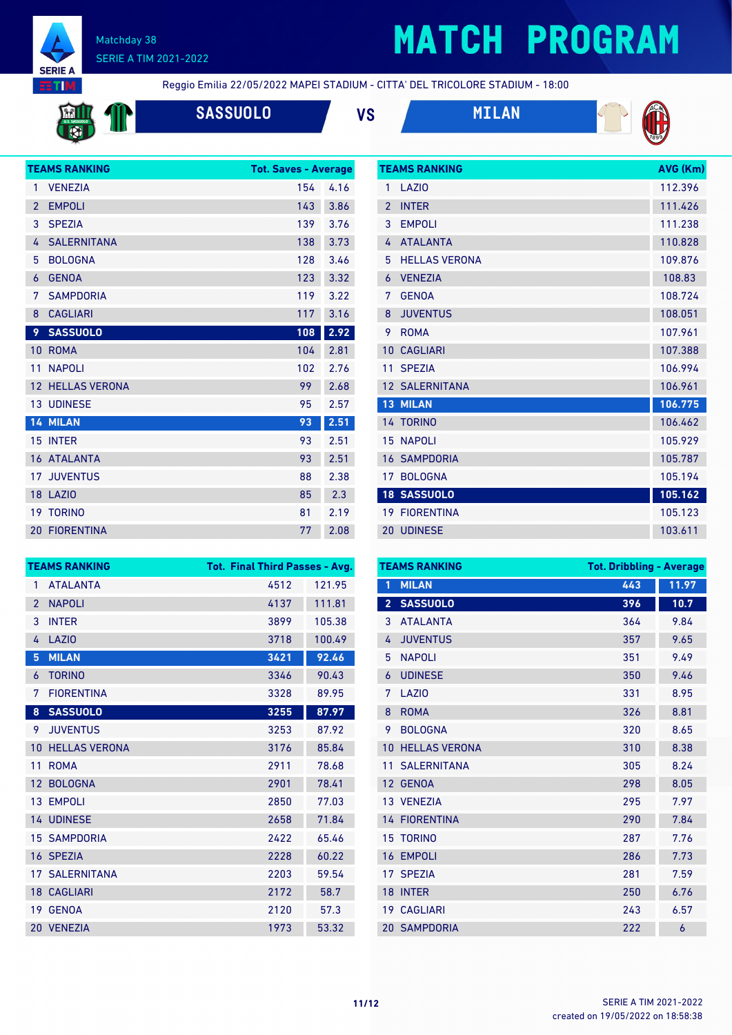# MATCH PROGRAM

Matchday 38
SERIE A TIM 2021-2022

Reggio Emilia 22/05/2022 MAPEI STADIUM - CITTA' DEL TRICOLORE STADIUM - 18:00

**SASSUOLO** VS **MILAN**

| TEAMS RANKING | Tot. Saves | Average |
|---|---|---|
| 1 VENEZIA | 154 | 4.16 |
| 2 EMPOLI | 143 | 3.86 |
| 3 SPEZIA | 139 | 3.76 |
| 4 SALERNITANA | 138 | 3.73 |
| 5 BOLOGNA | 128 | 3.46 |
| 6 GENOA | 123 | 3.32 |
| 7 SAMPDORIA | 119 | 3.22 |
| 8 CAGLIARI | 117 | 3.16 |
| **9 SASSUOLO** | **108** | **2.92** |
| 10 ROMA | 104 | 2.81 |
| 11 NAPOLI | 102 | 2.76 |
| 12 HELLAS VERONA | 99 | 2.68 |
| 13 UDINESE | 95 | 2.57 |
| **14 MILAN** | **93** | **2.51** |
| 15 INTER | 93 | 2.51 |
| 16 ATALANTA | 93 | 2.51 |
| 17 JUVENTUS | 88 | 2.38 |
| 18 LAZIO | 85 | 2.3 |
| 19 TORINO | 81 | 2.19 |
| 20 FIORENTINA | 77 | 2.08 |

| TEAMS RANKING | AVG (Km) |
|---|---|
| 1 LAZIO | 112.396 |
| 2 INTER | 111.426 |
| 3 EMPOLI | 111.238 |
| 4 ATALANTA | 110.828 |
| 5 HELLAS VERONA | 109.876 |
| 6 VENEZIA | 108.83 |
| 7 GENOA | 108.724 |
| 8 JUVENTUS | 108.051 |
| 9 ROMA | 107.961 |
| 10 CAGLIARI | 107.388 |
| 11 SPEZIA | 106.994 |
| 12 SALERNITANA | 106.961 |
| **13 MILAN** | **106.775** |
| 14 TORINO | 106.462 |
| 15 NAPOLI | 105.929 |
| 16 SAMPDORIA | 105.787 |
| 17 BOLOGNA | 105.194 |
| **18 SASSUOLO** | **105.162** |
| 19 FIORENTINA | 105.123 |
| 20 UDINESE | 103.611 |

| TEAMS RANKING | Tot. Final Third Passes | Avg. |
|---|---|---|
| 1 ATALANTA | 4512 | 121.95 |
| 2 NAPOLI | 4137 | 111.81 |
| 3 INTER | 3899 | 105.38 |
| 4 LAZIO | 3718 | 100.49 |
| **5 MILAN** | **3421** | **92.46** |
| 6 TORINO | 3346 | 90.43 |
| 7 FIORENTINA | 3328 | 89.95 |
| **8 SASSUOLO** | **3255** | **87.97** |
| 9 JUVENTUS | 3253 | 87.92 |
| 10 HELLAS VERONA | 3176 | 85.84 |
| 11 ROMA | 2911 | 78.68 |
| 12 BOLOGNA | 2901 | 78.41 |
| 13 EMPOLI | 2850 | 77.03 |
| 14 UDINESE | 2658 | 71.84 |
| 15 SAMPDORIA | 2422 | 65.46 |
| 16 SPEZIA | 2228 | 60.22 |
| 17 SALERNITANA | 2203 | 59.54 |
| 18 CAGLIARI | 2172 | 58.7 |
| 19 GENOA | 2120 | 57.3 |
| 20 VENEZIA | 1973 | 53.32 |

| TEAMS RANKING | Tot. Dribbling | Average |
|---|---|---|
| **1 MILAN** | **443** | **11.97** |
| **2 SASSUOLO** | **396** | **10.7** |
| 3 ATALANTA | 364 | 9.84 |
| 4 JUVENTUS | 357 | 9.65 |
| 5 NAPOLI | 351 | 9.49 |
| 6 UDINESE | 350 | 9.46 |
| 7 LAZIO | 331 | 8.95 |
| 8 ROMA | 326 | 8.81 |
| 9 BOLOGNA | 320 | 8.65 |
| 10 HELLAS VERONA | 310 | 8.38 |
| 11 SALERNITANA | 305 | 8.24 |
| 12 GENOA | 298 | 8.05 |
| 13 VENEZIA | 295 | 7.97 |
| 14 FIORENTINA | 290 | 7.84 |
| 15 TORINO | 287 | 7.76 |
| 16 EMPOLI | 286 | 7.73 |
| 17 SPEZIA | 281 | 7.59 |
| 18 INTER | 250 | 6.76 |
| 19 CAGLIARI | 243 | 6.57 |
| 20 SAMPDORIA | 222 | 6 |

SERIE A TIM 2021-2022
created on 19/05/2022 on 18:58:38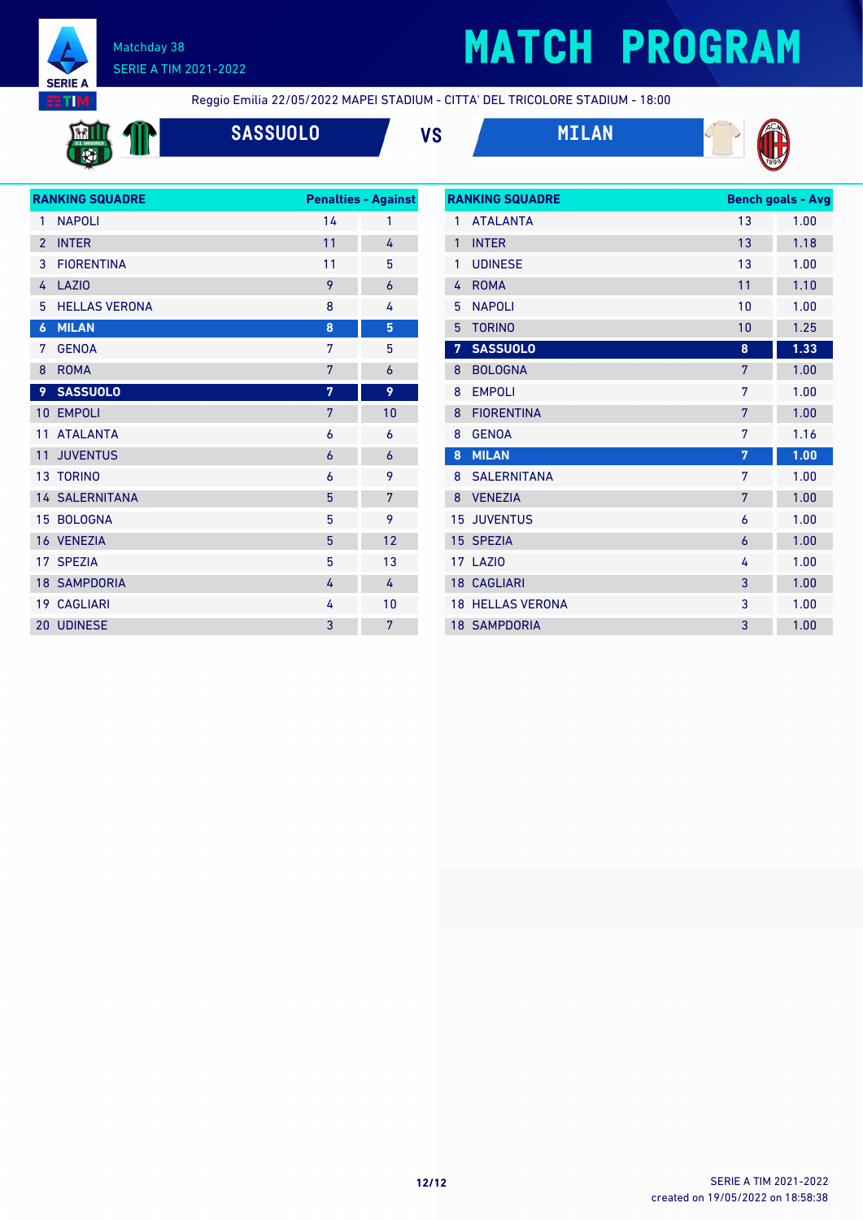Matchday 38
SERIE A TIM 2021-2022

# MATCH PROGRAM

Reggio Emilia 22/05/2022 MAPEI STADIUM - CITTA' DEL TRICOLORE STADIUM - 18:00

**SASSUOLO** VS **MILAN**

| RANKING SQUADRE | | Penalties | Against |
|---|---|---|---|
| 1 | NAPOLI | 14 | 1 |
| 2 | INTER | 11 | 4 |
| 3 | FIORENTINA | 11 | 5 |
| 4 | LAZIO | 9 | 6 |
| 5 | HELLAS VERONA | 8 | 4 |
| **6** | **MILAN** | **8** | **5** |
| 7 | GENOA | 7 | 5 |
| 8 | ROMA | 7 | 6 |
| **9** | **SASSUOLO** | **7** | **9** |
| 10 | EMPOLI | 7 | 10 |
| 11 | ATALANTA | 6 | 6 |
| 11 | JUVENTUS | 6 | 6 |
| 13 | TORINO | 6 | 9 |
| 14 | SALERNITANA | 5 | 7 |
| 15 | BOLOGNA | 5 | 9 |
| 16 | VENEZIA | 5 | 12 |
| 17 | SPEZIA | 5 | 13 |
| 18 | SAMPDORIA | 4 | 4 |
| 19 | CAGLIARI | 4 | 10 |
| 20 | UDINESE | 3 | 7 |

| RANKING SQUADRE | | Bench goals | Avg |
|---|---|---|---|
| 1 | ATALANTA | 13 | 1.00 |
| 1 | INTER | 13 | 1.18 |
| 1 | UDINESE | 13 | 1.00 |
| 4 | ROMA | 11 | 1.10 |
| 5 | NAPOLI | 10 | 1.00 |
| 5 | TORINO | 10 | 1.25 |
| **7** | **SASSUOLO** | **8** | **1.33** |
| 8 | BOLOGNA | 7 | 1.00 |
| 8 | EMPOLI | 7 | 1.00 |
| 8 | FIORENTINA | 7 | 1.00 |
| 8 | GENOA | 7 | 1.16 |
| **8** | **MILAN** | **7** | **1.00** |
| 8 | SALERNITANA | 7 | 1.00 |
| 8 | VENEZIA | 7 | 1.00 |
| 15 | JUVENTUS | 6 | 1.00 |
| 15 | SPEZIA | 6 | 1.00 |
| 17 | LAZIO | 4 | 1.00 |
| 18 | CAGLIARI | 3 | 1.00 |
| 18 | HELLAS VERONA | 3 | 1.00 |
| 18 | SAMPDORIA | 3 | 1.00 |

created on 19/05/2022 on 18:58:38